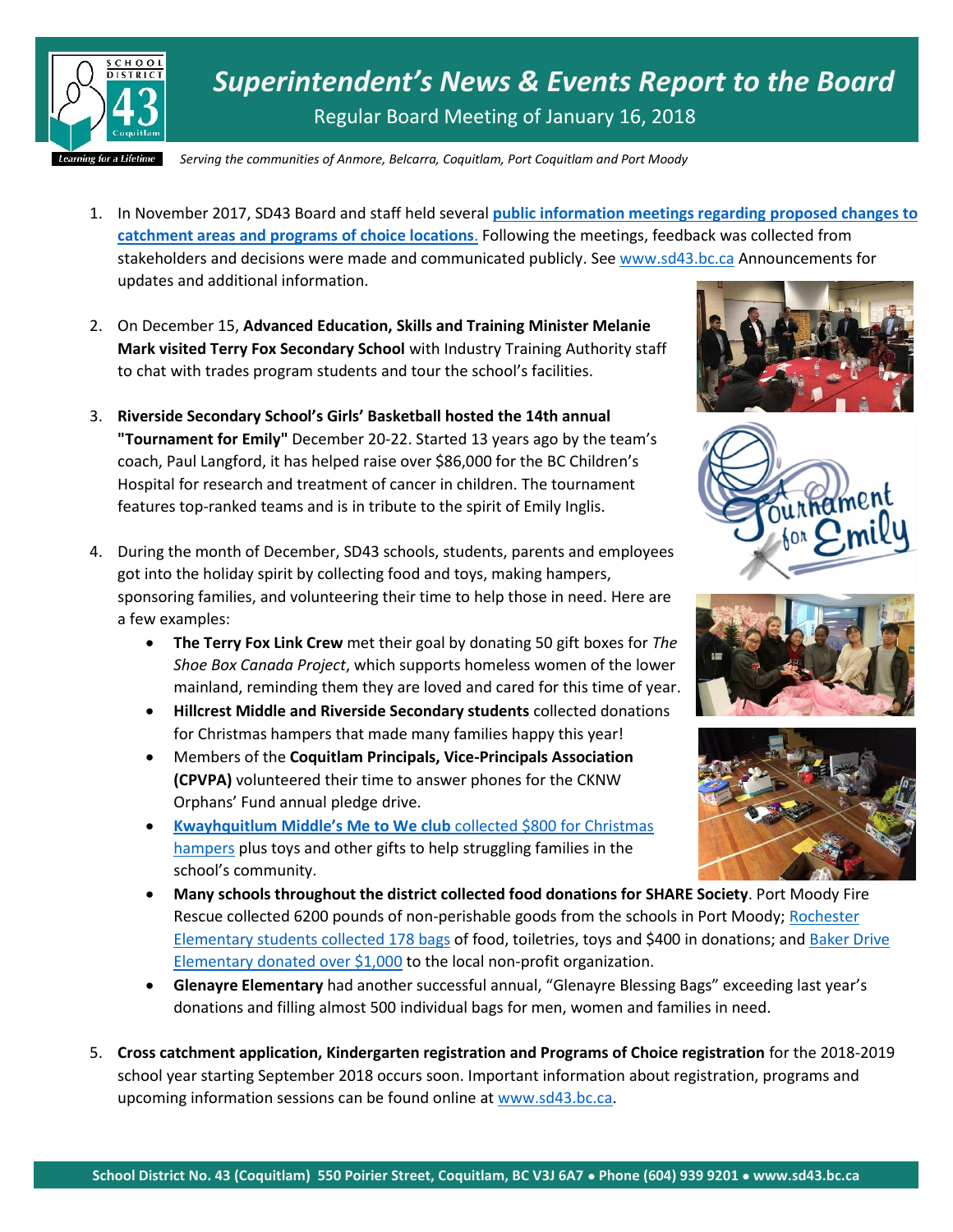# *Superintendent's News & Events Report to the Board*

Regular Board Meeting of January 16, 2018

*Serving the communities of Anmore, Belcarra, Coquitlam, Port Coquitlam and Port Moody*

1. In November 2017, SD43 Board and staff held several **public information meetings regarding proposed changes to catchment areas and programs of choice locations**. Following the meetings, feedback was collected from stakeholders and decisions were made and communicated publicly. See www.sd43.bc.ca Announcements for updates and additional information.

2. On December 15, **Advanced Education, Skills and Training Minister Melanie Mark visited Terry Fox Secondary School** with Industry Training Authority staff to chat with trades program students and tour the school's facilities.

3. **Riverside Secondary School's Girls' Basketball hosted the 14th annual "Tournament for Emily"** December 20-22. Started 13 years ago by the team's coach, Paul Langford, it has helped raise over $86,000 for the BC Children's Hospital for research and treatment of cancer in children. The tournament features top-ranked teams and is in tribute to the spirit of Emily Inglis.

4. During the month of December, SD43 schools, students, parents and employees got into the holiday spirit by collecting food and toys, making hampers, sponsoring families, and volunteering their time to help those in need. Here are a few examples:
   - **The Terry Fox Link Crew** met their goal by donating 50 gift boxes for *The Shoe Box Canada Project*, which supports homeless women of the lower mainland, reminding them they are loved and cared for this time of year.
   - **Hillcrest Middle and Riverside Secondary students** collected donations for Christmas hampers that made many families happy this year!
   - Members of the **Coquitlam Principals, Vice-Principals Association (CPVPA)** volunteered their time to answer phones for the CKNW Orphans' Fund annual pledge drive.
   - **Kwayhquitlum Middle's Me to We club** collected $800 for Christmas hampers plus toys and other gifts to help struggling families in the school's community.
   - **Many schools throughout the district collected food donations for SHARE Society**. Port Moody Fire Rescue collected 6200 pounds of non-perishable goods from the schools in Port Moody; Rochester Elementary students collected 178 bags of food, toiletries, toys and $400 in donations; and Baker Drive Elementary donated over $1,000 to the local non-profit organization.
   - **Glenayre Elementary** had another successful annual, "Glenayre Blessing Bags" exceeding last year's donations and filling almost 500 individual bags for men, women and families in need.

5. **Cross catchment application, Kindergarten registration and Programs of Choice registration** for the 2018-2019 school year starting September 2018 occurs soon. Important information about registration, programs and upcoming information sessions can be found online at www.sd43.bc.ca.

**School District No. 43 (Coquitlam) 550 Poirier Street, Coquitlam, BC V3J 6A7 • Phone (604) 939 9201 • www.sd43.bc.ca**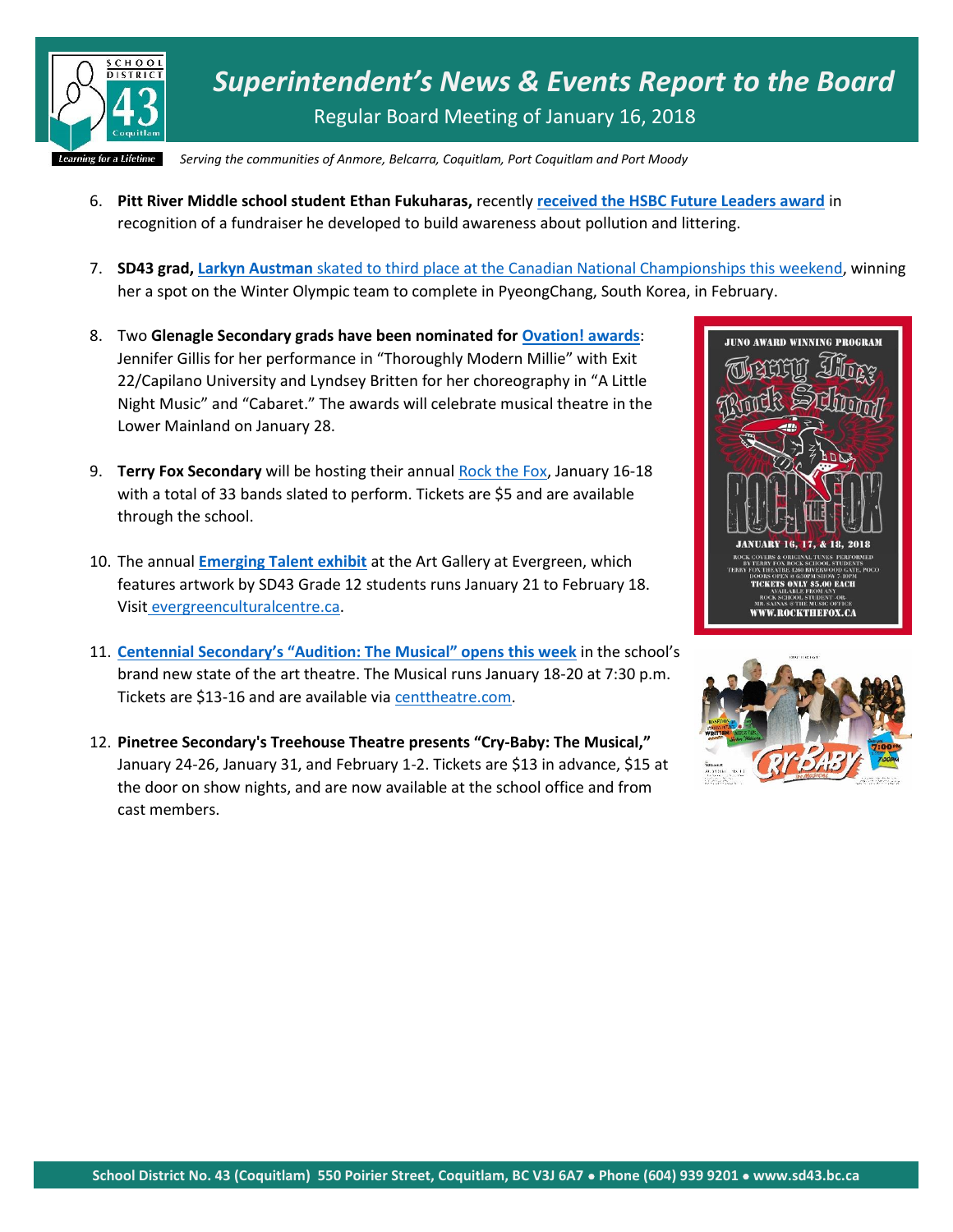# *Superintendent's News & Events Report to the Board*

Regular Board Meeting of January 16, 2018

*Serving the communities of Anmore, Belcarra, Coquitlam, Port Coquitlam and Port Moody*

6. **Pitt River Middle school student Ethan Fukuharas,** recently **received the HSBC Future Leaders award** in recognition of a fundraiser he developed to build awareness about pollution and littering.

7. **SD43 grad, Larkyn Austman** skated to third place at the Canadian National Championships this weekend, winning her a spot on the Winter Olympic team to complete in PyeongChang, South Korea, in February.

8. Two **Glenagle Secondary grads have been nominated for Ovation! awards**: Jennifer Gillis for her performance in "Thoroughly Modern Millie" with Exit 22/Capilano University and Lyndsey Britten for her choreography in "A Little Night Music" and "Cabaret." The awards will celebrate musical theatre in the Lower Mainland on January 28.

9. **Terry Fox Secondary** will be hosting their annual Rock the Fox, January 16-18 with a total of 33 bands slated to perform. Tickets are $5 and are available through the school.

10. The annual **Emerging Talent exhibit** at the Art Gallery at Evergreen, which features artwork by SD43 Grade 12 students runs January 21 to February 18. Visit evergreenculturalcentre.ca.

11. **Centennial Secondary's "Audition: The Musical" opens this week** in the school's brand new state of the art theatre. The Musical runs January 18-20 at 7:30 p.m. Tickets are $13-16 and are available via centtheatre.com.

12. **Pinetree Secondary's Treehouse Theatre presents "Cry-Baby: The Musical,"** January 24-26, January 31, and February 1-2. Tickets are $13 in advance, $15 at the door on show nights, and are now available at the school office and from cast members.